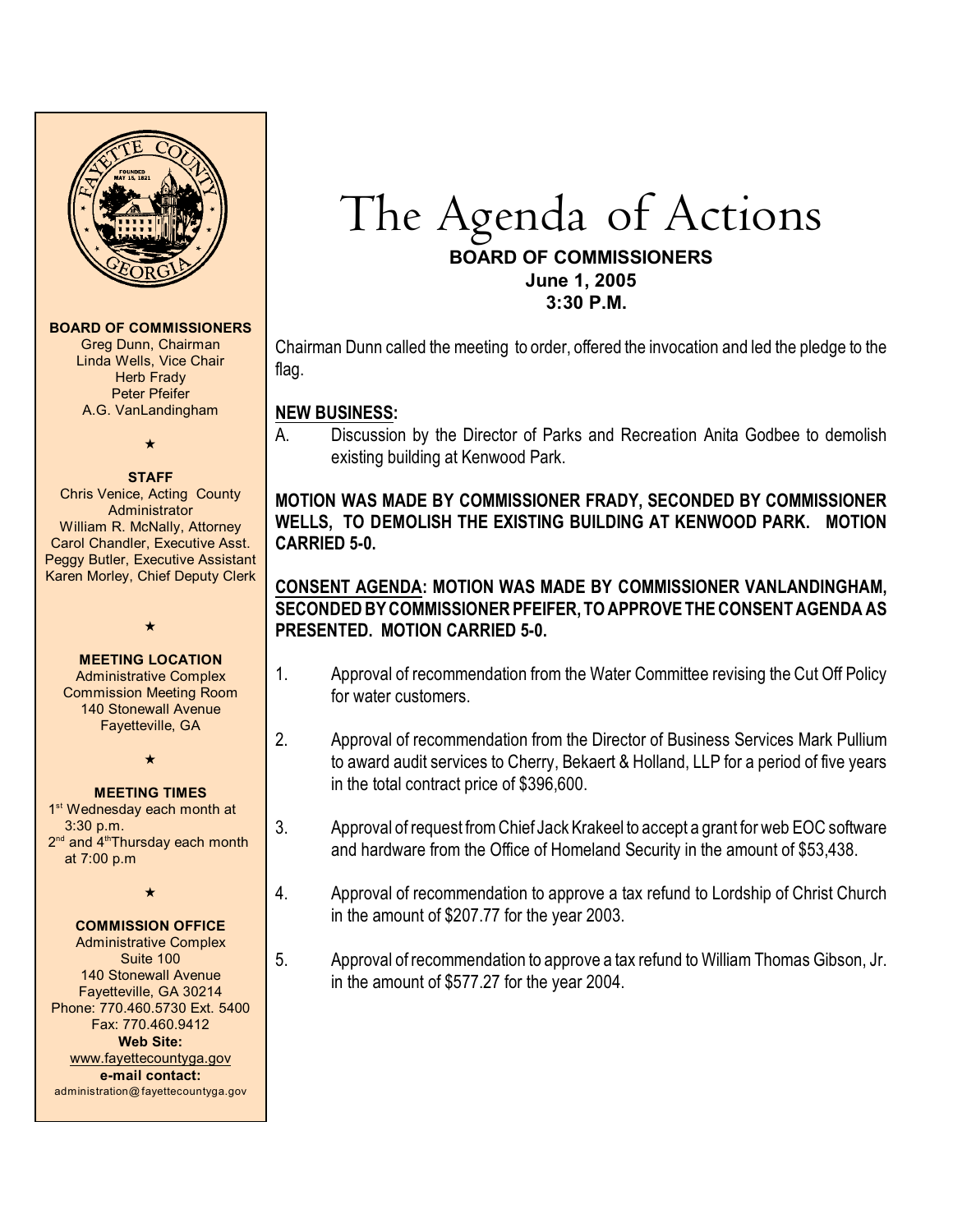# The Agenda of Actions

**BOARD OF COMMISSIONERS**
**June 1, 2005**
**3:30 P.M.**

**BOARD OF COMMISSIONERS**
Greg Dunn, Chairman
Linda Wells, Vice Chair
Herb Frady
Peter Pfeifer
A.G. VanLandingham

★

**STAFF**
Chris Venice, Acting County Administrator
William R. McNally, Attorney
Carol Chandler, Executive Asst.
Peggy Butler, Executive Assistant
Karen Morley, Chief Deputy Clerk

★

**MEETING LOCATION**
Administrative Complex
Commission Meeting Room
140 Stonewall Avenue
Fayetteville, GA

★

**MEETING TIMES**
1st Wednesday each month at 3:30 p.m.
2nd and 4th Thursday each month at 7:00 p.m

★

**COMMISSION OFFICE**
Administrative Complex
Suite 100
140 Stonewall Avenue
Fayetteville, GA 30214
Phone: 770.460.5730 Ext. 5400
Fax: 770.460.9412
**Web Site:**
www.fayettecountyga.gov
**e-mail contact:**
administration@fayettecountyga.gov

Chairman Dunn called the meeting to order, offered the invocation and led the pledge to the flag.

## NEW BUSINESS:

A. Discussion by the Director of Parks and Recreation Anita Godbee to demolish existing building at Kenwood Park.

**MOTION WAS MADE BY COMMISSIONER FRADY, SECONDED BY COMMISSIONER WELLS, TO DEMOLISH THE EXISTING BUILDING AT KENWOOD PARK. MOTION CARRIED 5-0.**

**CONSENT AGENDA: MOTION WAS MADE BY COMMISSIONER VANLANDINGHAM, SECONDED BY COMMISSIONER PFEIFER, TO APPROVE THE CONSENT AGENDA AS PRESENTED. MOTION CARRIED 5-0.**

1. Approval of recommendation from the Water Committee revising the Cut Off Policy for water customers.

2. Approval of recommendation from the Director of Business Services Mark Pullium to award audit services to Cherry, Bekaert & Holland, LLP for a period of five years in the total contract price of $396,600.

3. Approval of request from Chief Jack Krakeel to accept a grant for web EOC software and hardware from the Office of Homeland Security in the amount of $53,438.

4. Approval of recommendation to approve a tax refund to Lordship of Christ Church in the amount of $207.77 for the year 2003.

5. Approval of recommendation to approve a tax refund to William Thomas Gibson, Jr. in the amount of $577.27 for the year 2004.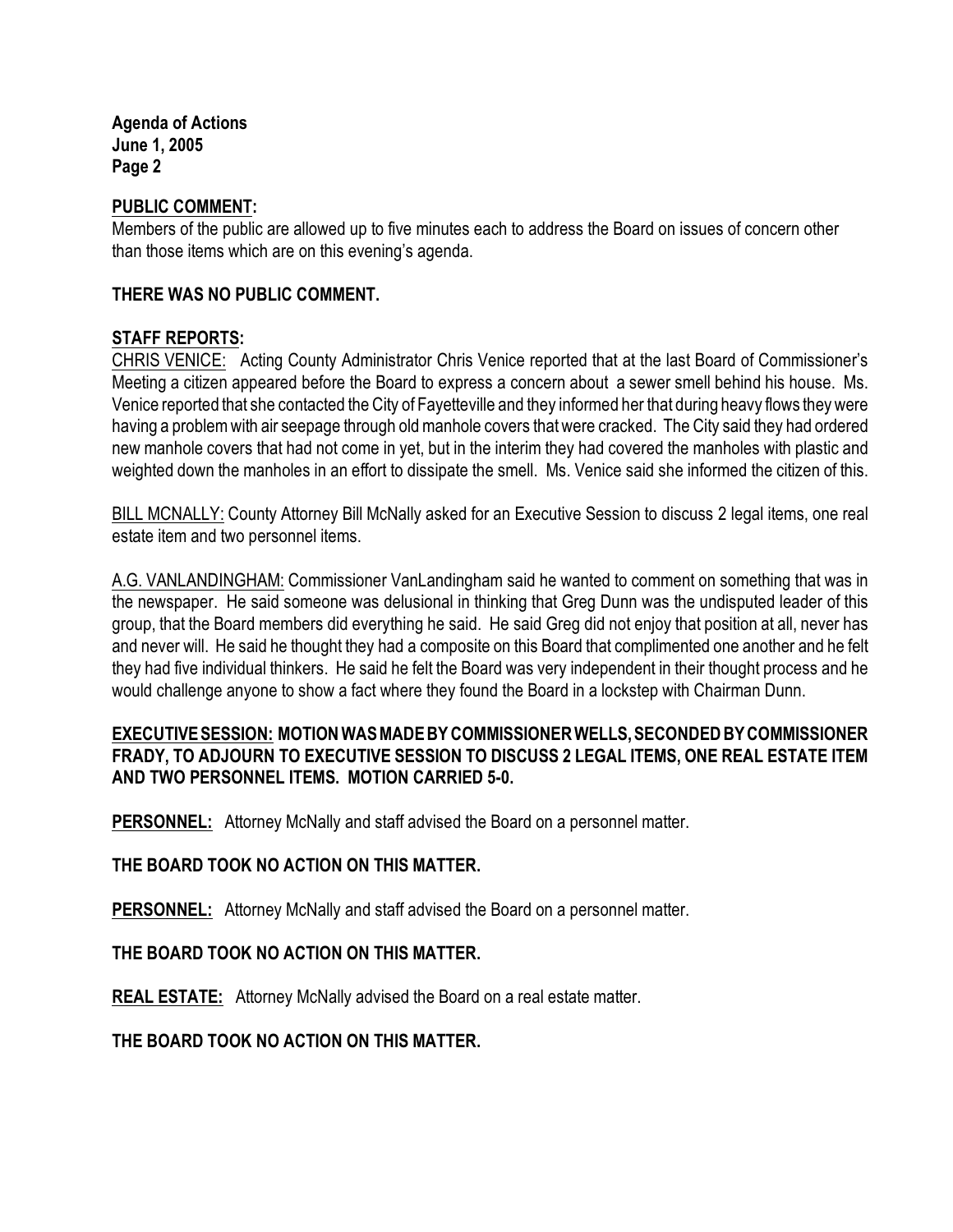**PUBLIC COMMENT:**
Members of the public are allowed up to five minutes each to address the Board on issues of concern other than those items which are on this evening's agenda.

**THERE WAS NO PUBLIC COMMENT.**

**STAFF REPORTS:**
CHRIS VENICE: Acting County Administrator Chris Venice reported that at the last Board of Commissioner's Meeting a citizen appeared before the Board to express a concern about a sewer smell behind his house. Ms. Venice reported that she contacted the City of Fayetteville and they informed her that during heavy flows they were having a problem with air seepage through old manhole covers that were cracked. The City said they had ordered new manhole covers that had not come in yet, but in the interim they had covered the manholes with plastic and weighted down the manholes in an effort to dissipate the smell. Ms. Venice said she informed the citizen of this.

BILL MCNALLY: County Attorney Bill McNally asked for an Executive Session to discuss 2 legal items, one real estate item and two personnel items.

A.G. VANLANDINGHAM: Commissioner VanLandingham said he wanted to comment on something that was in the newspaper. He said someone was delusional in thinking that Greg Dunn was the undisputed leader of this group, that the Board members did everything he said. He said Greg did not enjoy that position at all, never has and never will. He said he thought they had a composite on this Board that complimented one another and he felt they had five individual thinkers. He said he felt the Board was very independent in their thought process and he would challenge anyone to show a fact where they found the Board in a lockstep with Chairman Dunn.

**EXECUTIVE SESSION: MOTION WAS MADE BY COMMISSIONER WELLS, SECONDED BY COMMISSIONER FRADY, TO ADJOURN TO EXECUTIVE SESSION TO DISCUSS 2 LEGAL ITEMS, ONE REAL ESTATE ITEM AND TWO PERSONNEL ITEMS. MOTION CARRIED 5-0.**

**PERSONNEL:** Attorney McNally and staff advised the Board on a personnel matter.

**THE BOARD TOOK NO ACTION ON THIS MATTER.**

**PERSONNEL:** Attorney McNally and staff advised the Board on a personnel matter.

**THE BOARD TOOK NO ACTION ON THIS MATTER.**

**REAL ESTATE:** Attorney McNally advised the Board on a real estate matter.

**THE BOARD TOOK NO ACTION ON THIS MATTER.**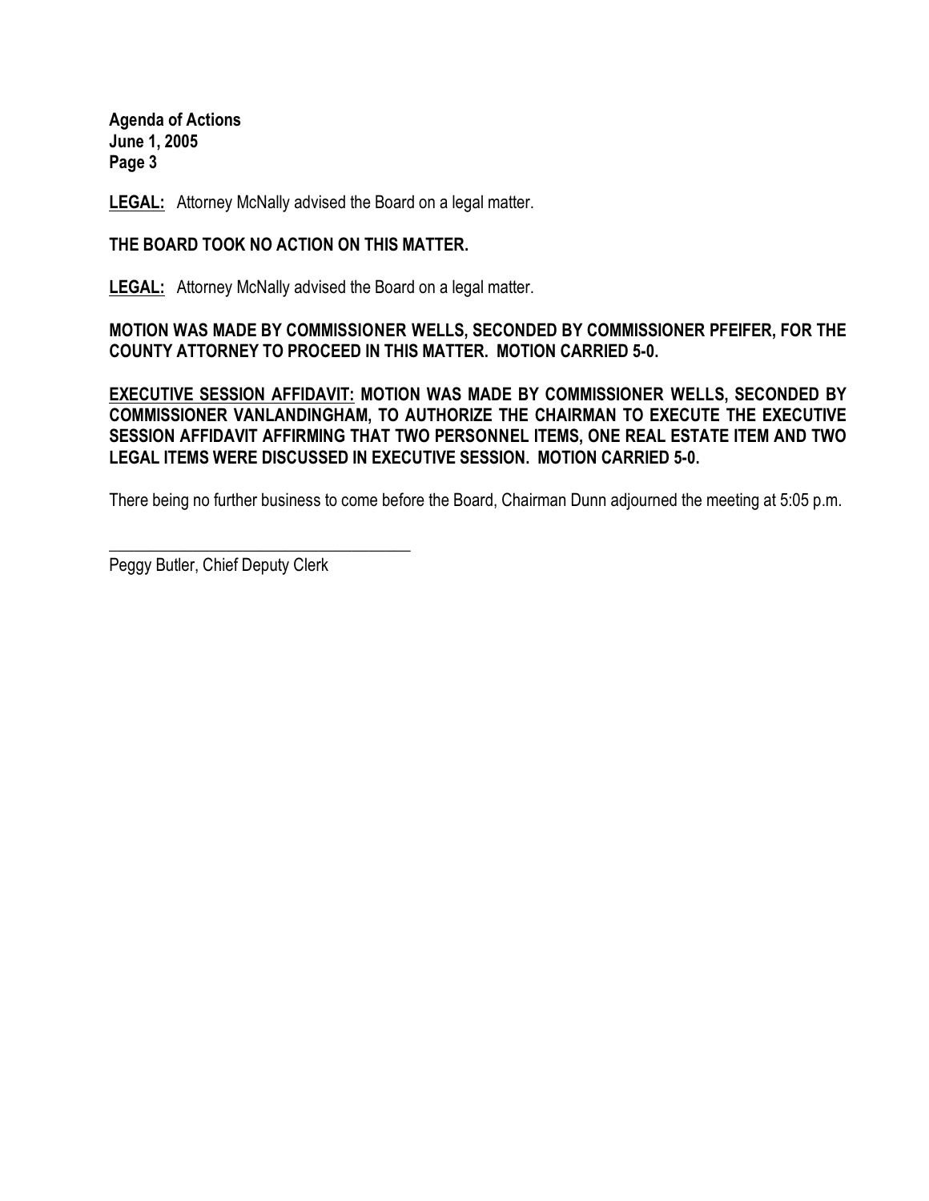**LEGAL:** Attorney McNally advised the Board on a legal matter.

**THE BOARD TOOK NO ACTION ON THIS MATTER.**

**LEGAL:** Attorney McNally advised the Board on a legal matter.

**MOTION WAS MADE BY COMMISSIONER WELLS, SECONDED BY COMMISSIONER PFEIFER, FOR THE COUNTY ATTORNEY TO PROCEED IN THIS MATTER. MOTION CARRIED 5-0.**

**EXECUTIVE SESSION AFFIDAVIT: MOTION WAS MADE BY COMMISSIONER WELLS, SECONDED BY COMMISSIONER VANLANDINGHAM, TO AUTHORIZE THE CHAIRMAN TO EXECUTE THE EXECUTIVE SESSION AFFIDAVIT AFFIRMING THAT TWO PERSONNEL ITEMS, ONE REAL ESTATE ITEM AND TWO LEGAL ITEMS WERE DISCUSSED IN EXECUTIVE SESSION. MOTION CARRIED 5-0.**

There being no further business to come before the Board, Chairman Dunn adjourned the meeting at 5:05 p.m.

\_\_\_\_\_\_\_\_\_\_\_\_\_\_\_\_\_\_\_\_\_\_\_\_\_\_\_\_\_\_\_\_\_\_\_\_

Peggy Butler, Chief Deputy Clerk